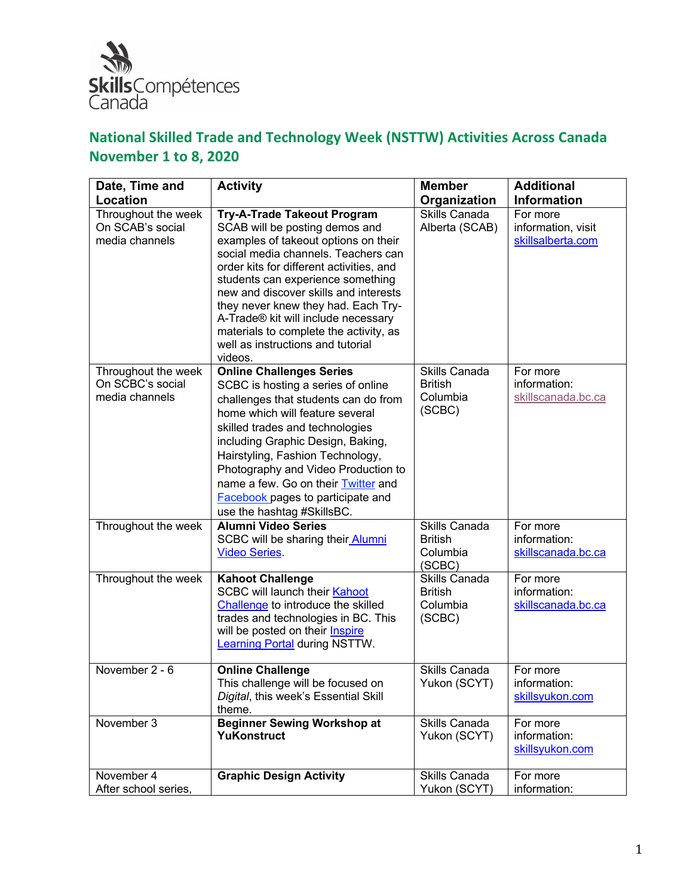Skills Compétences Canada

## National Skilled Trade and Technology Week (NSTTW) Activities Across Canada November 1 to 8, 2020

| Date, Time and Location | Activity | Member Organization | Additional Information |
| --- | --- | --- | --- |
| Throughout the week On SCAB's social media channels | **Try-A-Trade Takeout Program** SCAB will be posting demos and examples of takeout options on their social media channels. Teachers can order kits for different activities, and students can experience something new and discover skills and interests they never knew they had. Each Try-A-Trade® kit will include necessary materials to complete the activity, as well as instructions and tutorial videos. | Skills Canada Alberta (SCAB) | For more information, visit skillsalberta.com |
| Throughout the week On SCBC's social media channels | **Online Challenges Series** SCBC is hosting a series of online challenges that students can do from home which will feature several skilled trades and technologies including Graphic Design, Baking, Hairstyling, Fashion Technology, Photography and Video Production to name a few. Go on their Twitter and Facebook pages to participate and use the hashtag #SkillsBC. | Skills Canada British Columbia (SCBC) | For more information: skillscanada.bc.ca |
| Throughout the week | **Alumni Video Series** SCBC will be sharing their Alumni Video Series. | Skills Canada British Columbia (SCBC) | For more information: skillscanada.bc.ca |
| Throughout the week | **Kahoot Challenge** SCBC will launch their Kahoot Challenge to introduce the skilled trades and technologies in BC. This will be posted on their Inspire Learning Portal during NSTTW. | Skills Canada British Columbia (SCBC) | For more information: skillscanada.bc.ca |
| November 2 - 6 | **Online Challenge** This challenge will be focused on *Digital*, this week's Essential Skill theme. | Skills Canada Yukon (SCYT) | For more information: skillsyukon.com |
| November 3 | **Beginner Sewing Workshop at YuKonstruct** | Skills Canada Yukon (SCYT) | For more information: skillsyukon.com |
| November 4 After school series, | **Graphic Design Activity** | Skills Canada Yukon (SCYT) | For more information: |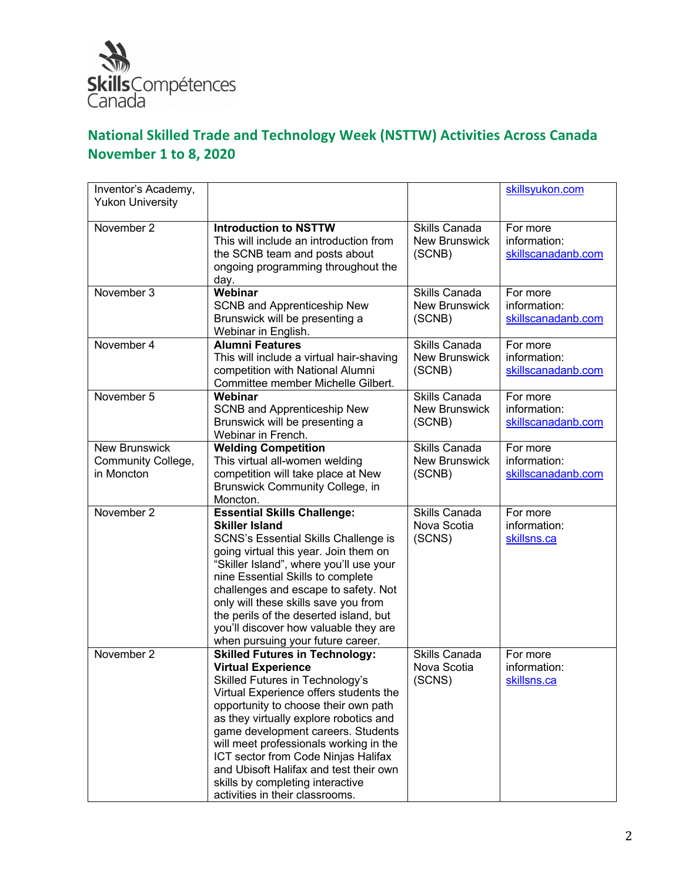## National Skilled Trade and Technology Week (NSTTW) Activities Across Canada November 1 to 8, 2020

| | | | |
|---|---|---|---|
| Inventor's Academy, Yukon University | | | skillsyukon.com |
| November 2 | **Introduction to NSTTW** This will include an introduction from the SCNB team and posts about ongoing programming throughout the day. | Skills Canada New Brunswick (SCNB) | For more information: skillscanadanb.com |
| November 3 | **Webinar** SCNB and Apprenticeship New Brunswick will be presenting a Webinar in English. | Skills Canada New Brunswick (SCNB) | For more information: skillscanadanb.com |
| November 4 | **Alumni Features** This will include a virtual hair-shaving competition with National Alumni Committee member Michelle Gilbert. | Skills Canada New Brunswick (SCNB) | For more information: skillscanadanb.com |
| November 5 | **Webinar** SCNB and Apprenticeship New Brunswick will be presenting a Webinar in French. | Skills Canada New Brunswick (SCNB) | For more information: skillscanadanb.com |
| New Brunswick Community College, in Moncton | **Welding Competition** This virtual all-women welding competition will take place at New Brunswick Community College, in Moncton. | Skills Canada New Brunswick (SCNB) | For more information: skillscanadanb.com |
| November 2 | **Essential Skills Challenge: Skiller Island** SCNS's Essential Skills Challenge is going virtual this year. Join them on "Skiller Island", where you'll use your nine Essential Skills to complete challenges and escape to safety. Not only will these skills save you from the perils of the deserted island, but you'll discover how valuable they are when pursuing your future career. | Skills Canada Nova Scotia (SCNS) | For more information: skillsns.ca |
| November 2 | **Skilled Futures in Technology: Virtual Experience** Skilled Futures in Technology's Virtual Experience offers students the opportunity to choose their own path as they virtually explore robotics and game development careers. Students will meet professionals working in the ICT sector from Code Ninjas Halifax and Ubisoft Halifax and test their own skills by completing interactive activities in their classrooms. | Skills Canada Nova Scotia (SCNS) | For more information: skillsns.ca |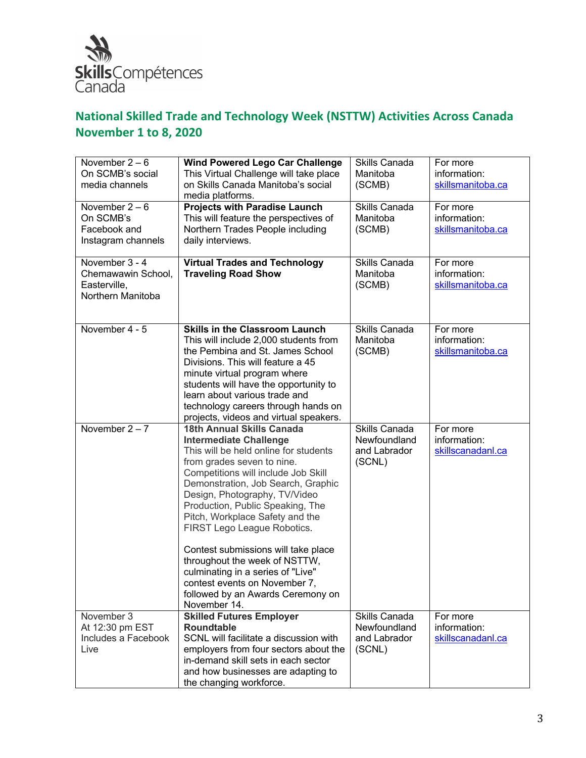Skills Compétences Canada

## National Skilled Trade and Technology Week (NSTTW) Activities Across Canada November 1 to 8, 2020

| | | | |
|---|---|---|---|
| November 2 – 6<br>On SCMB's social media channels | **Wind Powered Lego Car Challenge**<br>This Virtual Challenge will take place on Skills Canada Manitoba's social media platforms. | Skills Canada Manitoba (SCMB) | For more information: skillsmanitoba.ca |
| November 2 – 6<br>On SCMB's Facebook and Instagram channels | **Projects with Paradise Launch**<br>This will feature the perspectives of Northern Trades People including daily interviews. | Skills Canada Manitoba (SCMB) | For more information: skillsmanitoba.ca |
| November 3 - 4<br>Chemawawin School, Easterville, Northern Manitoba | **Virtual Trades and Technology Traveling Road Show** | Skills Canada Manitoba (SCMB) | For more information: skillsmanitoba.ca |
| November 4 - 5 | **Skills in the Classroom Launch**<br>This will include 2,000 students from the Pembina and St. James School Divisions. This will feature a 45 minute virtual program where students will have the opportunity to learn about various trade and technology careers through hands on projects, videos and virtual speakers. | Skills Canada Manitoba (SCMB) | For more information: skillsmanitoba.ca |
| November 2 – 7 | **18th Annual Skills Canada Intermediate Challenge**<br>This will be held online for students from grades seven to nine. Competitions will include Job Skill Demonstration, Job Search, Graphic Design, Photography, TV/Video Production, Public Speaking, The Pitch, Workplace Safety and the FIRST Lego League Robotics.<br><br>Contest submissions will take place throughout the week of NSTTW, culminating in a series of "Live" contest events on November 7, followed by an Awards Ceremony on November 14. | Skills Canada Newfoundland and Labrador (SCNL) | For more information: skillscanadanl.ca |
| November 3<br>At 12:30 pm EST<br>Includes a Facebook Live | **Skilled Futures Employer Roundtable**<br>SCNL will facilitate a discussion with employers from four sectors about the in-demand skill sets in each sector and how businesses are adapting to the changing workforce. | Skills Canada Newfoundland and Labrador (SCNL) | For more information: skillscanadanl.ca |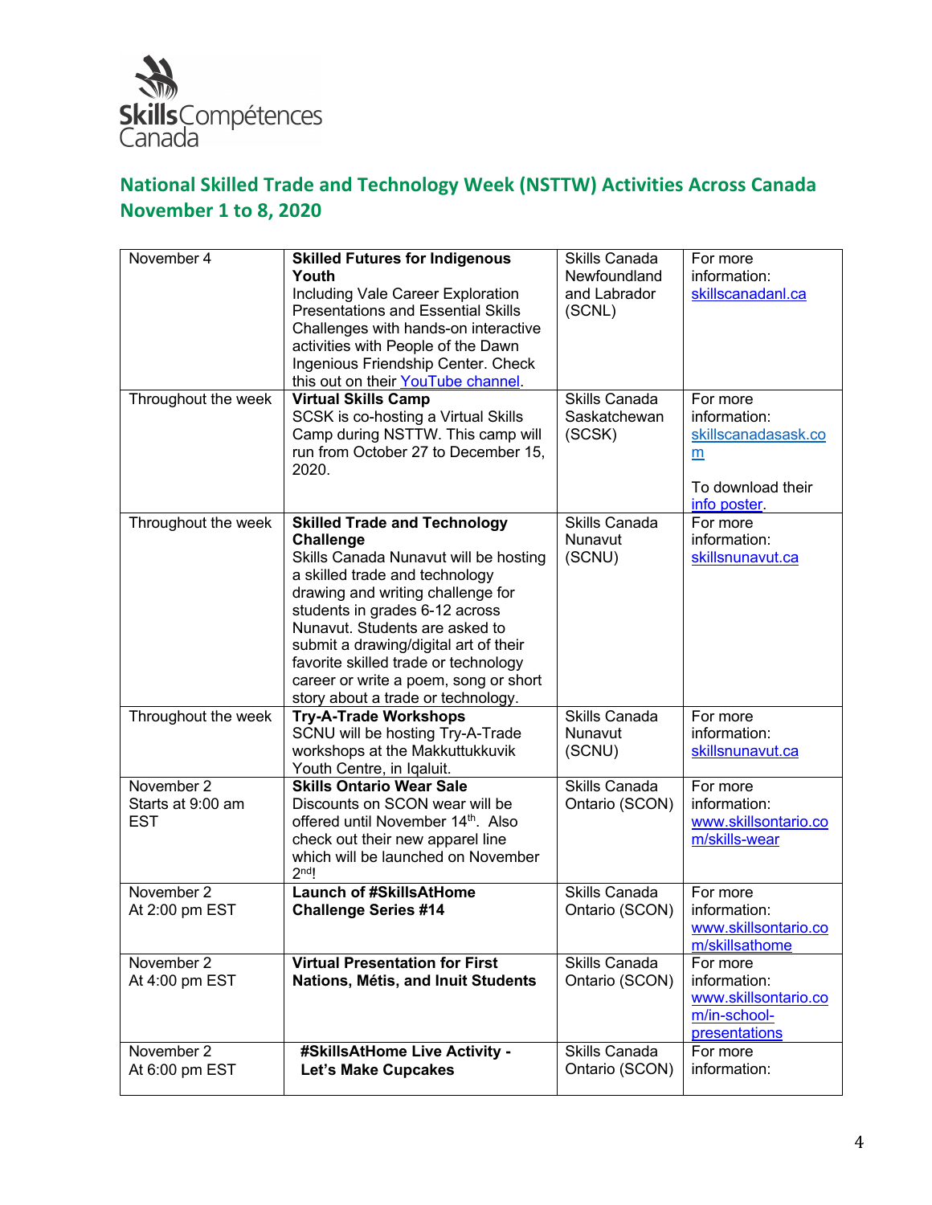Skills Compétences Canada

## National Skilled Trade and Technology Week (NSTTW) Activities Across Canada November 1 to 8, 2020

| | | | |
|---|---|---|---|
| November 4 | **Skilled Futures for Indigenous Youth** Including Vale Career Exploration Presentations and Essential Skills Challenges with hands-on interactive activities with People of the Dawn Ingenious Friendship Center. Check this out on their YouTube channel. | Skills Canada Newfoundland and Labrador (SCNL) | For more information: skillscanadanl.ca |
| Throughout the week | **Virtual Skills Camp** SCSK is co-hosting a Virtual Skills Camp during NSTTW. This camp will run from October 27 to December 15, 2020. | Skills Canada Saskatchewan (SCSK) | For more information: skillscanadasask.com<br><br>To download their info poster. |
| Throughout the week | **Skilled Trade and Technology Challenge** Skills Canada Nunavut will be hosting a skilled trade and technology drawing and writing challenge for students in grades 6-12 across Nunavut. Students are asked to submit a drawing/digital art of their favorite skilled trade or technology career or write a poem, song or short story about a trade or technology. | Skills Canada Nunavut (SCNU) | For more information: skillsnunavut.ca |
| Throughout the week | **Try-A-Trade Workshops** SCNU will be hosting Try-A-Trade workshops at the Makkuttukkuvik Youth Centre, in Iqaluit. | Skills Canada Nunavut (SCNU) | For more information: skillsnunavut.ca |
| November 2 Starts at 9:00 am EST | **Skills Ontario Wear Sale** Discounts on SCON wear will be offered until November 14th. Also check out their new apparel line which will be launched on November 2nd! | Skills Canada Ontario (SCON) | For more information: www.skillsontario.com/skills-wear |
| November 2 At 2:00 pm EST | **Launch of #SkillsAtHome Challenge Series #14** | Skills Canada Ontario (SCON) | For more information: www.skillsontario.com/skillsathome |
| November 2 At 4:00 pm EST | **Virtual Presentation for First Nations, Métis, and Inuit Students** | Skills Canada Ontario (SCON) | For more information: www.skillsontario.com/in-school-presentations |
| November 2 At 6:00 pm EST | **#SkillsAtHome Live Activity - Let's Make Cupcakes** | Skills Canada Ontario (SCON) | For more information: |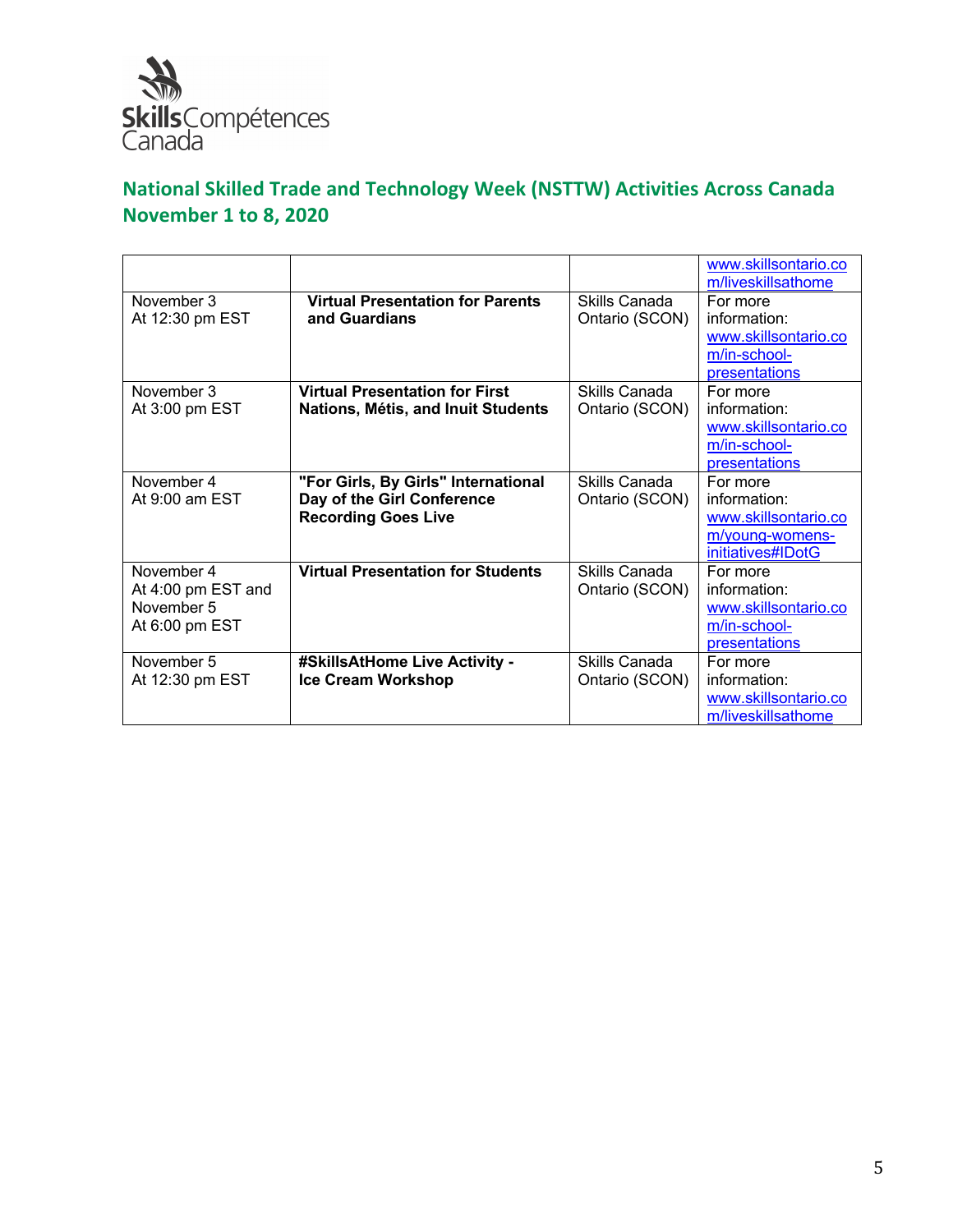## National Skilled Trade and Technology Week (NSTTW) Activities Across Canada November 1 to 8, 2020

| | | | |
|---|---|---|---|
| | | | www.skillsontario.com/liveskillsathome |
| November 3 At 12:30 pm EST | **Virtual Presentation for Parents and Guardians** | Skills Canada Ontario (SCON) | For more information: www.skillsontario.com/in-school-presentations |
| November 3 At 3:00 pm EST | **Virtual Presentation for First Nations, Métis, and Inuit Students** | Skills Canada Ontario (SCON) | For more information: www.skillsontario.com/in-school-presentations |
| November 4 At 9:00 am EST | **"For Girls, By Girls" International Day of the Girl Conference Recording Goes Live** | Skills Canada Ontario (SCON) | For more information: www.skillsontario.com/young-womens-initiatives#IDotG |
| November 4 At 4:00 pm EST and November 5 At 6:00 pm EST | **Virtual Presentation for Students** | Skills Canada Ontario (SCON) | For more information: www.skillsontario.com/in-school-presentations |
| November 5 At 12:30 pm EST | **#SkillsAtHome Live Activity - Ice Cream Workshop** | Skills Canada Ontario (SCON) | For more information: www.skillsontario.com/liveskillsathome |